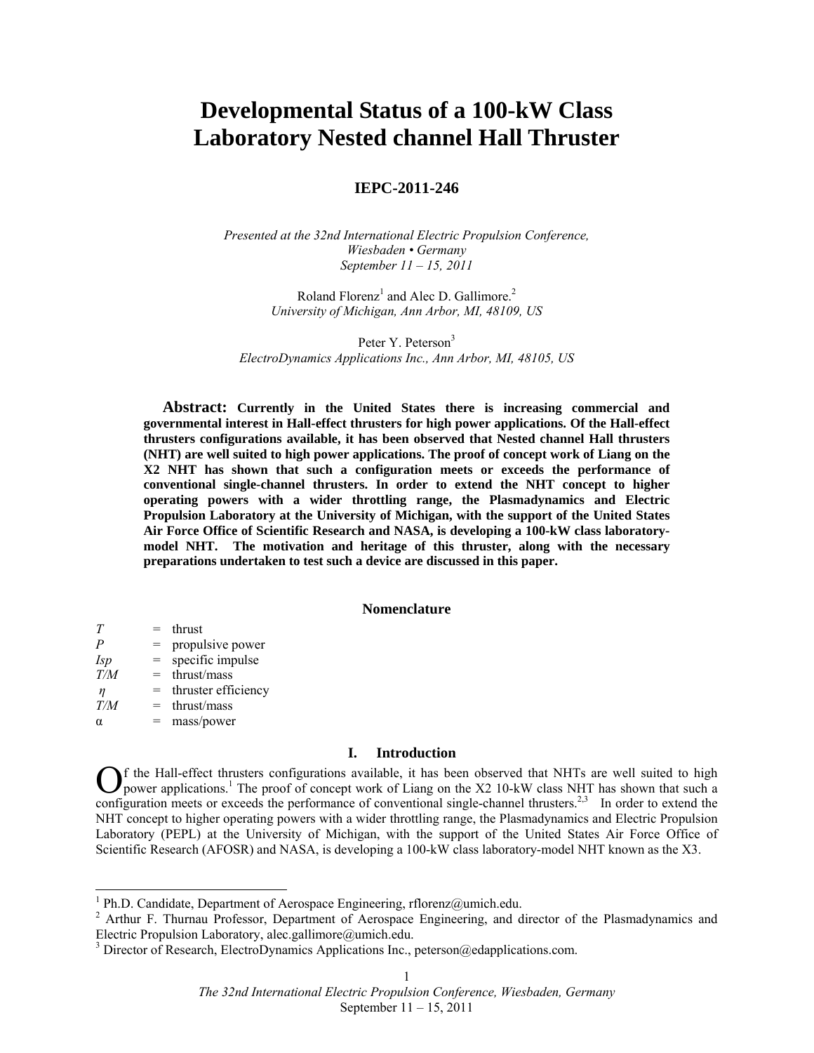# Developmental Status of a 100-kW Class Laboratory Nested channel Hall Thruster

**IEPC-2011-246**

*Presented at the 32nd International Electric Propulsion Conference,*
*Wiesbaden • Germany*
*September 11 – 15, 2011*

Roland Florenz[1] and Alec D. Gallimore.[2]
*University of Michigan, Ann Arbor, MI, 48109, US*

Peter Y. Peterson[3]
*ElectroDynamics Applications Inc., Ann Arbor, MI, 48105, US*

**Abstract: Currently in the United States there is increasing commercial and governmental interest in Hall-effect thrusters for high power applications. Of the Hall-effect thrusters configurations available, it has been observed that Nested channel Hall thrusters (NHT) are well suited to high power applications. The proof of concept work of Liang on the X2 NHT has shown that such a configuration meets or exceeds the performance of conventional single-channel thrusters. In order to extend the NHT concept to higher operating powers with a wider throttling range, the Plasmadynamics and Electric Propulsion Laboratory at the University of Michigan, with the support of the United States Air Force Office of Scientific Research and NASA, is developing a 100-kW class laboratory-model NHT. The motivation and heritage of this thruster, along with the necessary preparations undertaken to test such a device are discussed in this paper.**

## Nomenclature

| | | |
|---|---|---|
| $T$ | = | thrust |
| $P$ | = | propulsive power |
| $Isp$ | = | specific impulse |
| $T/M$ | = | thrust/mass |
| $\eta$ | = | thruster efficiency |
| $T/M$ | = | thrust/mass |
| $\alpha$ | = | mass/power |

## I. Introduction

Of the Hall-effect thrusters configurations available, it has been observed that NHTs are well suited to high power applications.[1] The proof of concept work of Liang on the X2 10-kW class NHT has shown that such a configuration meets or exceeds the performance of conventional single-channel thrusters.[2,3] In order to extend the NHT concept to higher operating powers with a wider throttling range, the Plasmadynamics and Electric Propulsion Laboratory (PEPL) at the University of Michigan, with the support of the United States Air Force Office of Scientific Research (AFOSR) and NASA, is developing a 100-kW class laboratory-model NHT known as the X3.

---

[1] Ph.D. Candidate, Department of Aerospace Engineering, rflorenz@umich.edu.

[2] Arthur F. Thurnau Professor, Department of Aerospace Engineering, and director of the Plasmadynamics and Electric Propulsion Laboratory, alec.gallimore@umich.edu.

[3] Director of Research, ElectroDynamics Applications Inc., peterson@edapplications.com.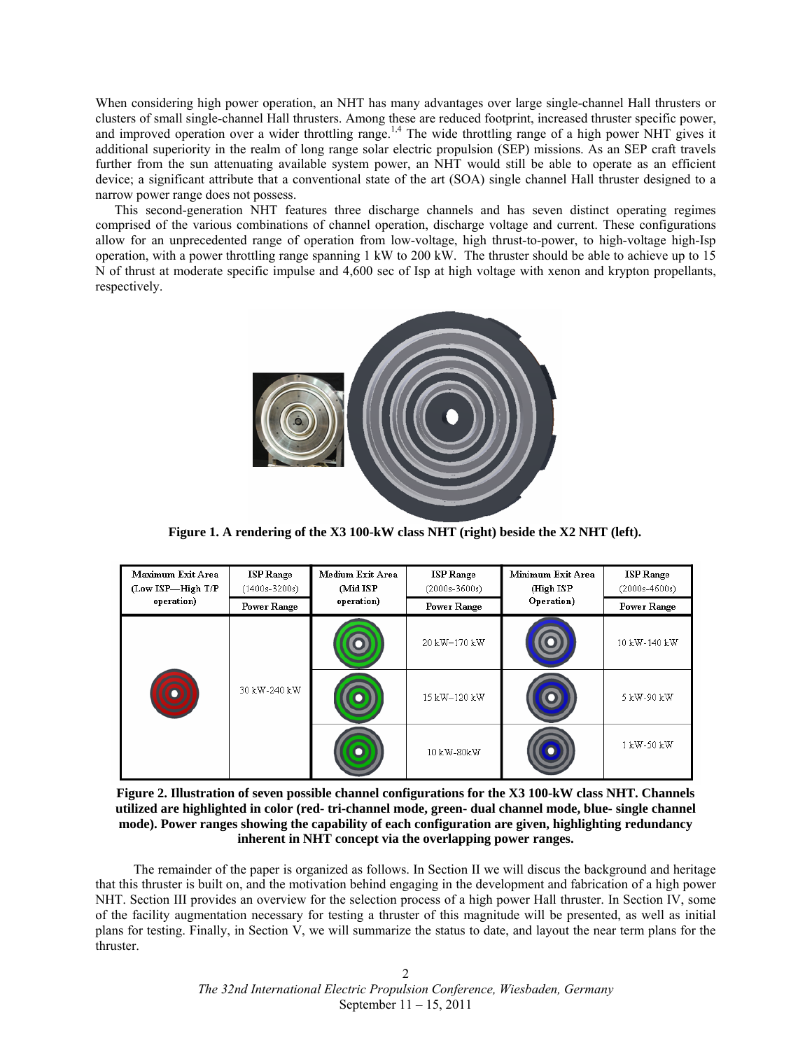When considering high power operation, an NHT has many advantages over large single-channel Hall thrusters or clusters of small single-channel Hall thrusters. Among these are reduced footprint, increased thruster specific power, and improved operation over a wider throttling range.[1,4] The wide throttling range of a high power NHT gives it additional superiority in the realm of long range solar electric propulsion (SEP) missions. As an SEP craft travels further from the sun attenuating available system power, an NHT would still be able to operate as an efficient device; a significant attribute that a conventional state of the art (SOA) single channel Hall thruster designed to a narrow power range does not possess.

This second-generation NHT features three discharge channels and has seven distinct operating regimes comprised of the various combinations of channel operation, discharge voltage and current. These configurations allow for an unprecedented range of operation from low-voltage, high thrust-to-power, to high-voltage high-Isp operation, with a power throttling range spanning 1 kW to 200 kW. The thruster should be able to achieve up to 15 N of thrust at moderate specific impulse and 4,600 sec of Isp at high voltage with xenon and krypton propellants, respectively.

**Figure 1. A rendering of the X3 100-kW class NHT (right) beside the X2 NHT (left).**

| Maximum Exit Area (Low ISP—High T/P operation) | ISP Range (1400s-3200s) | Medium Exit Area (Mid ISP operation) | ISP Range (2000s-3600s) | Minimum Exit Area (High ISP Operation) | ISP Range (2000s-4600s) |
|---|---|---|---|---|---|
| | Power Range | | Power Range | | Power Range |
| | 30 kW–240 kW | | 20 kW–170 kW | | 10 kW-140 kW |
| | | | 15 kW–120 kW | | 5 kW-90 kW |
| | | | 10 kW-80kW | | 1 kW-50 kW |

**Figure 2. Illustration of seven possible channel configurations for the X3 100-kW class NHT. Channels utilized are highlighted in color (red- tri-channel mode, green- dual channel mode, blue- single channel mode). Power ranges showing the capability of each configuration are given, highlighting redundancy inherent in NHT concept via the overlapping power ranges.**

The remainder of the paper is organized as follows. In Section II we will discus the background and heritage that this thruster is built on, and the motivation behind engaging in the development and fabrication of a high power NHT. Section III provides an overview for the selection process of a high power Hall thruster. In Section IV, some of the facility augmentation necessary for testing a thruster of this magnitude will be presented, as well as initial plans for testing. Finally, in Section V, we will summarize the status to date, and layout the near term plans for the thruster.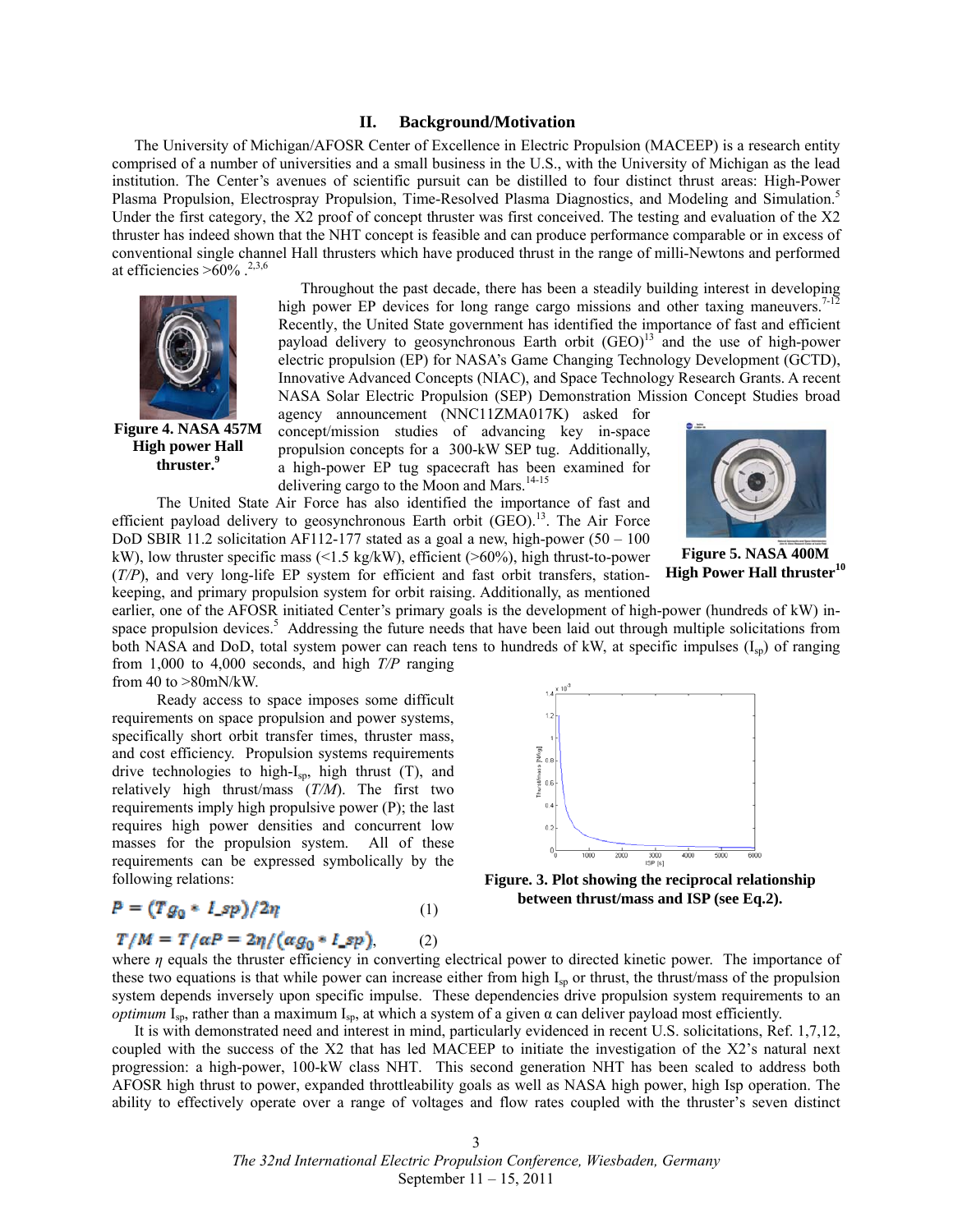## II. Background/Motivation

The University of Michigan/AFOSR Center of Excellence in Electric Propulsion (MACEEP) is a research entity comprised of a number of universities and a small business in the U.S., with the University of Michigan as the lead institution. The Center's avenues of scientific pursuit can be distilled to four distinct thrust areas: High-Power Plasma Propulsion, Electrospray Propulsion, Time-Resolved Plasma Diagnostics, and Modeling and Simulation.[5] Under the first category, the X2 proof of concept thruster was first conceived. The testing and evaluation of the X2 thruster has indeed shown that the NHT concept is feasible and can produce performance comparable or in excess of conventional single channel Hall thrusters which have produced thrust in the range of milli-Newtons and performed at efficiencies >60% .[2,3,6]

Throughout the past decade, there has been a steadily building interest in developing high power EP devices for long range cargo missions and other taxing maneuvers.[7-12] Recently, the United State government has identified the importance of fast and efficient payload delivery to geosynchronous Earth orbit (GEO)[13] and the use of high-power electric propulsion (EP) for NASA's Game Changing Technology Development (GCTD), Innovative Advanced Concepts (NIAC), and Space Technology Research Grants. A recent NASA Solar Electric Propulsion (SEP) Demonstration Mission Concept Studies broad agency announcement (NNC11ZMA017K) asked for concept/mission studies of advancing key in-space propulsion concepts for a 300-kW SEP tug. Additionally, a high-power EP tug spacecraft has been examined for delivering cargo to the Moon and Mars.[14-15]

**Figure 4. NASA 457M High power Hall thruster.[9]**

**Figure 5. NASA 400M High Power Hall thruster[10]**

The United State Air Force has also identified the importance of fast and efficient payload delivery to geosynchronous Earth orbit (GEO).[13]. The Air Force DoD SBIR 11.2 solicitation AF112-177 stated as a goal a new, high-power (50 – 100 kW), low thruster specific mass (<1.5 kg/kW), efficient (>60%), high thrust-to-power (*T/P*), and very long-life EP system for efficient and fast orbit transfers, station-keeping, and primary propulsion system for orbit raising. Additionally, as mentioned earlier, one of the AFOSR initiated Center's primary goals is the development of high-power (hundreds of kW) in-space propulsion devices.[5] Addressing the future needs that have been laid out through multiple solicitations from both NASA and DoD, total system power can reach tens to hundreds of kW, at specific impulses ($I_{sp}$) of ranging from 1,000 to 4,000 seconds, and high *T/P* ranging from 40 to >80mN/kW.

Ready access to space imposes some difficult requirements on space propulsion and power systems, specifically short orbit transfer times, thruster mass, and cost efficiency. Propulsion systems requirements drive technologies to high-$I_{sp}$, high thrust (T), and relatively high thrust/mass (*T/M*). The first two requirements imply high propulsive power (P); the last requires high power densities and concurrent low masses for the propulsion system. All of these requirements can be expressed symbolically by the following relations:

$$P = (T g_0 * I\_sp)/2\eta \qquad (1)$$

$$T/M = T/\alpha P = 2\eta/(\alpha g_0 * I\_sp), \qquad (2)$$

**Figure. 3. Plot showing the reciprocal relationship between thrust/mass and ISP (see Eq.2).**

where $\eta$ equals the thruster efficiency in converting electrical power to directed kinetic power. The importance of these two equations is that while power can increase either from high $I_{sp}$ or thrust, the thrust/mass of the propulsion system depends inversely upon specific impulse. These dependencies drive propulsion system requirements to an *optimum* $I_{sp}$, rather than a maximum $I_{sp}$, at which a system of a given $\alpha$ can deliver payload most efficiently.

It is with demonstrated need and interest in mind, particularly evidenced in recent U.S. solicitations, Ref. 1,7,12, coupled with the success of the X2 that has led MACEEP to initiate the investigation of the X2's natural next progression: a high-power, 100-kW class NHT. This second generation NHT has been scaled to address both AFOSR high thrust to power, expanded throttleability goals as well as NASA high power, high Isp operation. The ability to effectively operate over a range of voltages and flow rates coupled with the thruster's seven distinct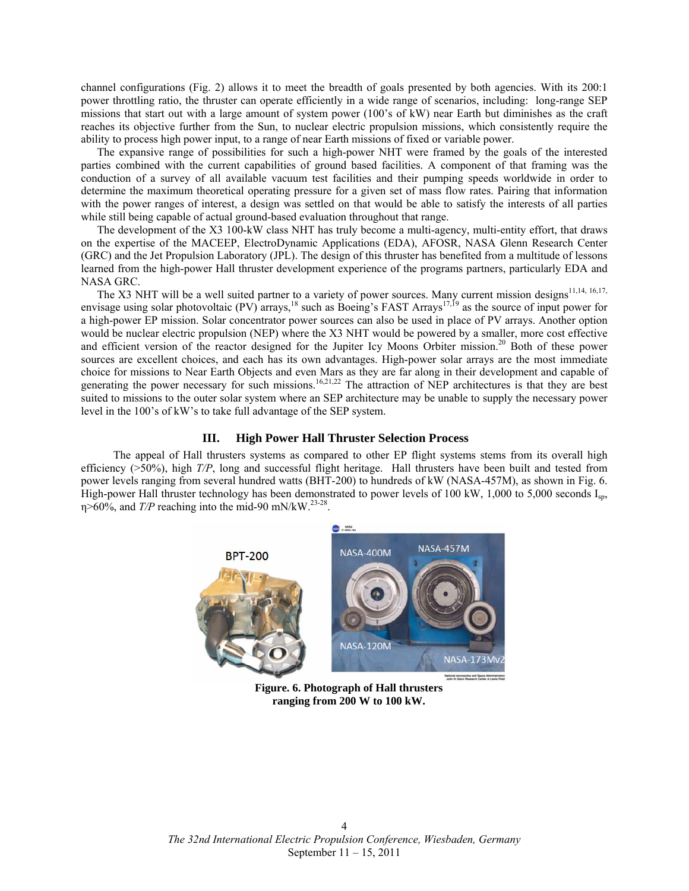channel configurations (Fig. 2) allows it to meet the breadth of goals presented by both agencies. With its 200:1 power throttling ratio, the thruster can operate efficiently in a wide range of scenarios, including: long-range SEP missions that start out with a large amount of system power (100's of kW) near Earth but diminishes as the craft reaches its objective further from the Sun, to nuclear electric propulsion missions, which consistently require the ability to process high power input, to a range of near Earth missions of fixed or variable power.

The expansive range of possibilities for such a high-power NHT were framed by the goals of the interested parties combined with the current capabilities of ground based facilities. A component of that framing was the conduction of a survey of all available vacuum test facilities and their pumping speeds worldwide in order to determine the maximum theoretical operating pressure for a given set of mass flow rates. Pairing that information with the power ranges of interest, a design was settled on that would be able to satisfy the interests of all parties while still being capable of actual ground-based evaluation throughout that range.

The development of the X3 100-kW class NHT has truly become a multi-agency, multi-entity effort, that draws on the expertise of the MACEEP, ElectroDynamic Applications (EDA), AFOSR, NASA Glenn Research Center (GRC) and the Jet Propulsion Laboratory (JPL). The design of this thruster has benefited from a multitude of lessons learned from the high-power Hall thruster development experience of the programs partners, particularly EDA and NASA GRC.

The X3 NHT will be a well suited partner to a variety of power sources. Many current mission designs[11,14, 16,17,] envisage using solar photovoltaic (PV) arrays,[18] such as Boeing's FAST Arrays[17,19] as the source of input power for a high-power EP mission. Solar concentrator power sources can also be used in place of PV arrays. Another option would be nuclear electric propulsion (NEP) where the X3 NHT would be powered by a smaller, more cost effective and efficient version of the reactor designed for the Jupiter Icy Moons Orbiter mission.[20] Both of these power sources are excellent choices, and each has its own advantages. High-power solar arrays are the most immediate choice for missions to Near Earth Objects and even Mars as they are far along in their development and capable of generating the power necessary for such missions.[16,21,22] The attraction of NEP architectures is that they are best suited to missions to the outer solar system where an SEP architecture may be unable to supply the necessary power level in the 100's of kW's to take full advantage of the SEP system.

## III. High Power Hall Thruster Selection Process

The appeal of Hall thrusters systems as compared to other EP flight systems stems from its overall high efficiency (>50%), high *T/P*, long and successful flight heritage. Hall thrusters have been built and tested from power levels ranging from several hundred watts (BHT-200) to hundreds of kW (NASA-457M), as shown in Fig. 6. High-power Hall thruster technology has been demonstrated to power levels of 100 kW, 1,000 to 5,000 seconds $I_{sp}$, $\eta$>60%, and *T/P* reaching into the mid-90 mN/kW.[23-28].

**Figure. 6. Photograph of Hall thrusters ranging from 200 W to 100 kW.**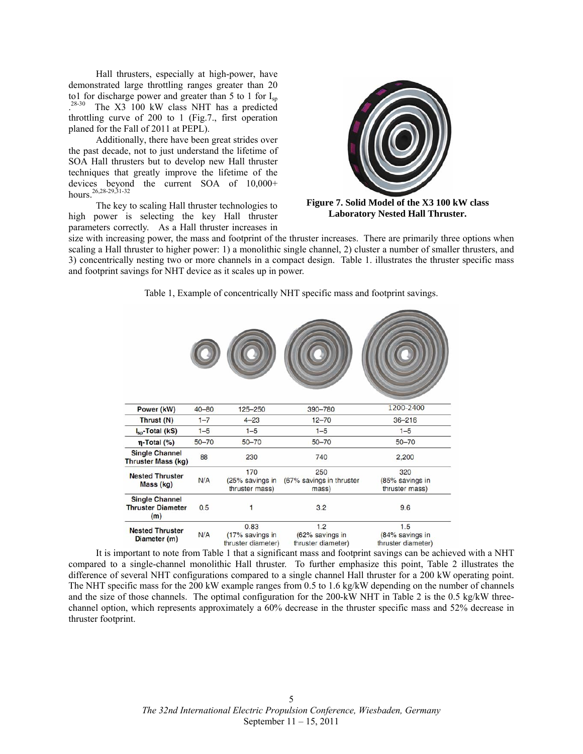Hall thrusters, especially at high-power, have demonstrated large throttling ranges greater than 20 to1 for discharge power and greater than 5 to 1 for $I_{sp}$ .[28-30] The X3 100 kW class NHT has a predicted throttling curve of 200 to 1 (Fig.7., first operation planed for the Fall of 2011 at PEPL).

Additionally, there have been great strides over the past decade, not to just understand the lifetime of SOA Hall thrusters but to develop new Hall thruster techniques that greatly improve the lifetime of the devices beyond the current SOA of 10,000+ hours.[26,28-29,31-32]

**Figure 7. Solid Model of the X3 100 kW class Laboratory Nested Hall Thruster.**

The key to scaling Hall thruster technologies to high power is selecting the key Hall thruster parameters correctly. As a Hall thruster increases in size with increasing power, the mass and footprint of the thruster increases. There are primarily three options when scaling a Hall thruster to higher power: 1) a monolithic single channel, 2) cluster a number of smaller thrusters, and 3) concentrically nesting two or more channels in a compact design. Table 1. illustrates the thruster specific mass and footprint savings for NHT device as it scales up in power.

Table 1, Example of concentrically NHT specific mass and footprint savings.

| Power (kW) | 40–80 | 125–250 | 390–780 | 1200-2400 |
|---|---|---|---|---|
| Thrust (N) | 1–7 | 4–23 | 12–70 | 36–216 |
| $I_{sp}$-Total (kS) | 1–5 | 1–5 | 1–5 | 1–5 |
| η-Total (%) | 50–70 | 50–70 | 50–70 | 50–70 |
| Single Channel Thruster Mass (kg) | 88 | 230 | 740 | 2,200 |
| Nested Thruster Mass (kg) | N/A | 170 (25% savings in thruster mass) | 250 (67% savings in thruster mass) | 320 (85% savings in thruster mass) |
| Single Channel Thruster Diameter (m) | 0.5 | 1 | 3.2 | 9.6 |
| Nested Thruster Diameter (m) | N/A | 0.83 (17% savings in thruster diameter) | 1.2 (62% savings in thruster diameter) | 1.5 (84% savings in thruster diameter) |

It is important to note from Table 1 that a significant mass and footprint savings can be achieved with a NHT compared to a single-channel monolithic Hall thruster. To further emphasize this point, Table 2 illustrates the difference of several NHT configurations compared to a single channel Hall thruster for a 200 kW operating point. The NHT specific mass for the 200 kW example ranges from 0.5 to 1.6 kg/kW depending on the number of channels and the size of those channels. The optimal configuration for the 200-kW NHT in Table 2 is the 0.5 kg/kW three-channel option, which represents approximately a 60% decrease in the thruster specific mass and 52% decrease in thruster footprint.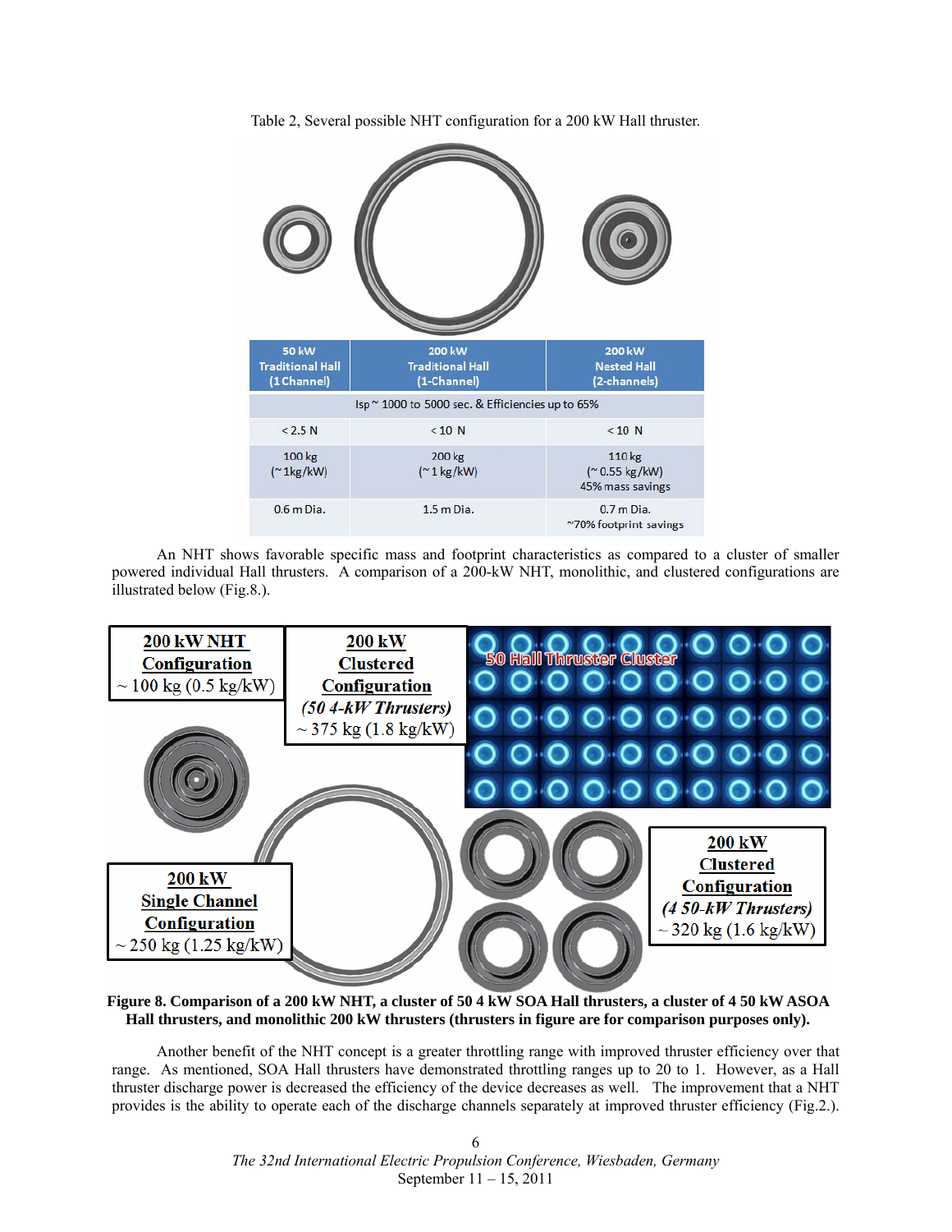Table 2, Several possible NHT configuration for a 200 kW Hall thruster.

| 50 kW Traditional Hall (1 Channel) | 200 kW Traditional Hall (1-Channel) | 200 kW Nested Hall (2-channels) |
|---|---|---|
| Isp ~ 1000 to 5000 sec. & Efficiencies up to 65% | | |
| < 2.5 N | < 10 N | < 10 N |
| 100 kg (~ 1kg/kW) | 200 kg (~ 1 kg/kW) | 110 kg (~ 0.55 kg/kW) 45% mass savings |
| 0.6 m Dia. | 1.5 m Dia. | 0.7 m Dia. ~70% footprint savings |

An NHT shows favorable specific mass and footprint characteristics as compared to a cluster of smaller powered individual Hall thrusters. A comparison of a 200-kW NHT, monolithic, and clustered configurations are illustrated below (Fig.8.).

**Figure 8. Comparison of a 200 kW NHT, a cluster of 50 4 kW SOA Hall thrusters, a cluster of 4 50 kW ASOA Hall thrusters, and monolithic 200 kW thrusters (thrusters in figure are for comparison purposes only).**

Another benefit of the NHT concept is a greater throttling range with improved thruster efficiency over that range. As mentioned, SOA Hall thrusters have demonstrated throttling ranges up to 20 to 1. However, as a Hall thruster discharge power is decreased the efficiency of the device decreases as well. The improvement that a NHT provides is the ability to operate each of the discharge channels separately at improved thruster efficiency (Fig.2.).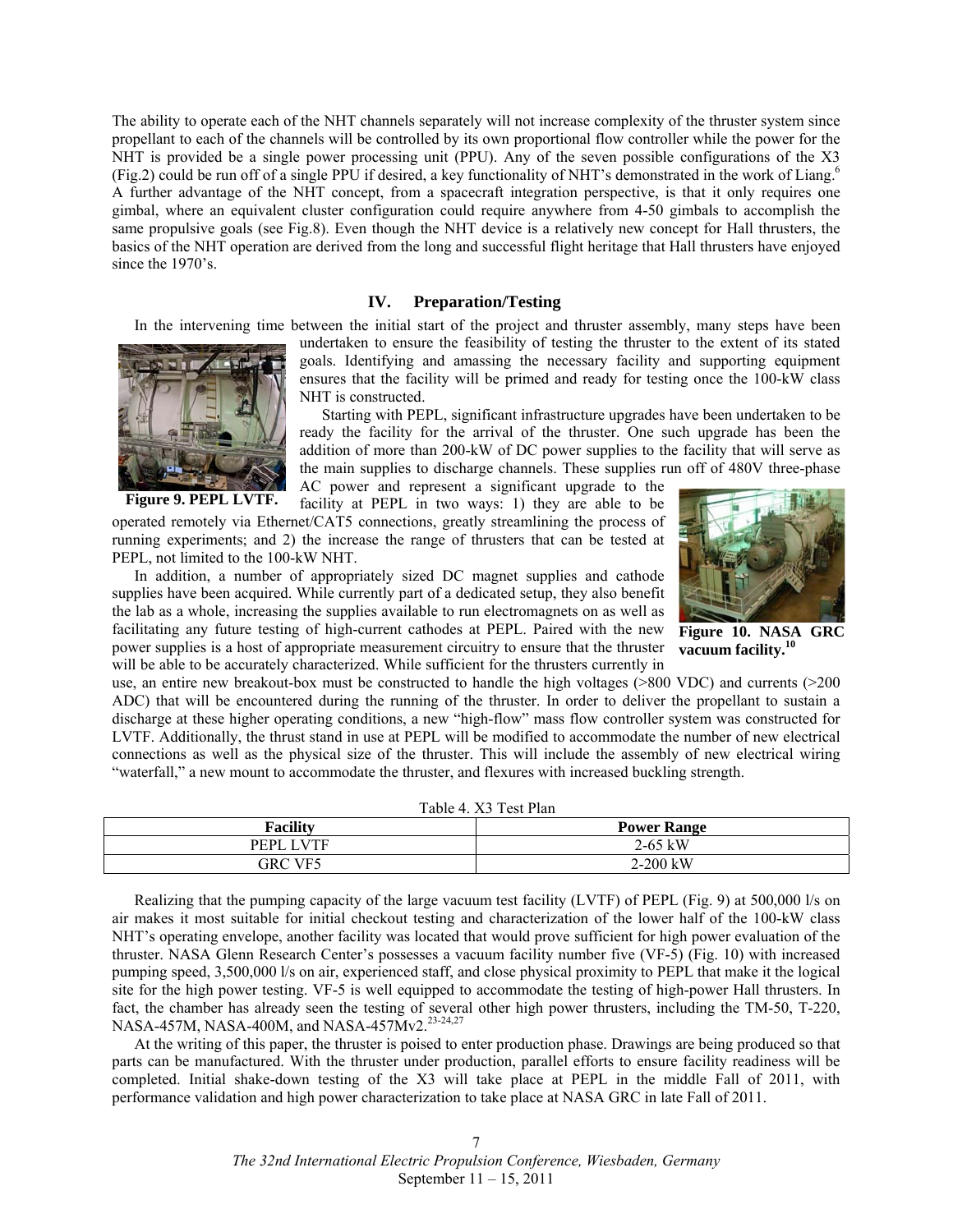The ability to operate each of the NHT channels separately will not increase complexity of the thruster system since propellant to each of the channels will be controlled by its own proportional flow controller while the power for the NHT is provided be a single power processing unit (PPU). Any of the seven possible configurations of the X3 (Fig.2) could be run off of a single PPU if desired, a key functionality of NHT's demonstrated in the work of Liang.[6] A further advantage of the NHT concept, from a spacecraft integration perspective, is that it only requires one gimbal, where an equivalent cluster configuration could require anywhere from 4-50 gimbals to accomplish the same propulsive goals (see Fig.8). Even though the NHT device is a relatively new concept for Hall thrusters, the basics of the NHT operation are derived from the long and successful flight heritage that Hall thrusters have enjoyed since the 1970's.

## IV. Preparation/Testing

In the intervening time between the initial start of the project and thruster assembly, many steps have been undertaken to ensure the feasibility of testing the thruster to the extent of its stated goals. Identifying and amassing the necessary facility and supporting equipment ensures that the facility will be primed and ready for testing once the 100-kW class NHT is constructed.

**Figure 9. PEPL LVTF.**

Starting with PEPL, significant infrastructure upgrades have been undertaken to be ready the facility for the arrival of the thruster. One such upgrade has been the addition of more than 200-kW of DC power supplies to the facility that will serve as the main supplies to discharge channels. These supplies run off of 480V three-phase AC power and represent a significant upgrade to the facility at PEPL in two ways: 1) they are able to be operated remotely via Ethernet/CAT5 connections, greatly streamlining the process of running experiments; and 2) the increase the range of thrusters that can be tested at PEPL, not limited to the 100-kW NHT.

**Figure 10. NASA GRC vacuum facility.[10]**

In addition, a number of appropriately sized DC magnet supplies and cathode supplies have been acquired. While currently part of a dedicated setup, they also benefit the lab as a whole, increasing the supplies available to run electromagnets on as well as facilitating any future testing of high-current cathodes at PEPL. Paired with the new power supplies is a host of appropriate measurement circuitry to ensure that the thruster will be able to be accurately characterized. While sufficient for the thrusters currently in use, an entire new breakout-box must be constructed to handle the high voltages (>800 VDC) and currents (>200 ADC) that will be encountered during the running of the thruster. In order to deliver the propellant to sustain a discharge at these higher operating conditions, a new "high-flow" mass flow controller system was constructed for LVTF. Additionally, the thrust stand in use at PEPL will be modified to accommodate the number of new electrical connections as well as the physical size of the thruster. This will include the assembly of new electrical wiring "waterfall," a new mount to accommodate the thruster, and flexures with increased buckling strength.

Table 4. X3 Test Plan

| Facility | Power Range |
|---|---|
| PEPL LVTF | 2-65 kW |
| GRC VF5 | 2-200 kW |

Realizing that the pumping capacity of the large vacuum test facility (LVTF) of PEPL (Fig. 9) at 500,000 l/s on air makes it most suitable for initial checkout testing and characterization of the lower half of the 100-kW class NHT's operating envelope, another facility was located that would prove sufficient for high power evaluation of the thruster. NASA Glenn Research Center's possesses a vacuum facility number five (VF-5) (Fig. 10) with increased pumping speed, 3,500,000 l/s on air, experienced staff, and close physical proximity to PEPL that make it the logical site for the high power testing. VF-5 is well equipped to accommodate the testing of high-power Hall thrusters. In fact, the chamber has already seen the testing of several other high power thrusters, including the TM-50, T-220, NASA-457M, NASA-400M, and NASA-457Mv2.[23-24,27]

At the writing of this paper, the thruster is poised to enter production phase. Drawings are being produced so that parts can be manufactured. With the thruster under production, parallel efforts to ensure facility readiness will be completed. Initial shake-down testing of the X3 will take place at PEPL in the middle Fall of 2011, with performance validation and high power characterization to take place at NASA GRC in late Fall of 2011.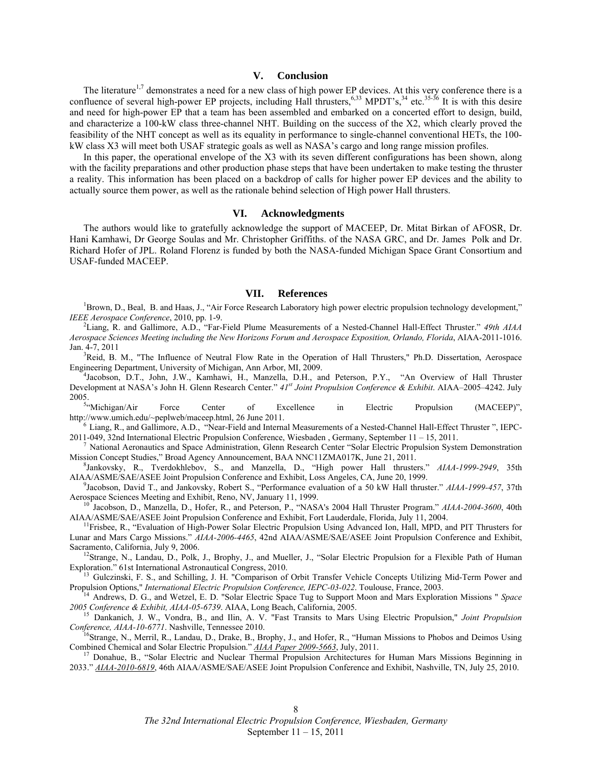## V. Conclusion

The literature[1,7] demonstrates a need for a new class of high power EP devices. At this very conference there is a confluence of several high-power EP projects, including Hall thrusters,[6,33] MPDT's,[34] etc.[35-36] It is with this desire and need for high-power EP that a team has been assembled and embarked on a concerted effort to design, build, and characterize a 100-kW class three-channel NHT. Building on the success of the X2, which clearly proved the feasibility of the NHT concept as well as its equality in performance to single-channel conventional HETs, the 100-kW class X3 will meet both USAF strategic goals as well as NASA's cargo and long range mission profiles.

In this paper, the operational envelope of the X3 with its seven different configurations has been shown, along with the facility preparations and other production phase steps that have been undertaken to make testing the thruster a reality. This information has been placed on a backdrop of calls for higher power EP devices and the ability to actually source them power, as well as the rationale behind selection of High power Hall thrusters.

## VI. Acknowledgments

The authors would like to gratefully acknowledge the support of MACEEP, Dr. Mitat Birkan of AFOSR, Dr. Hani Kamhawi, Dr George Soulas and Mr. Christopher Griffiths. of the NASA GRC, and Dr. James Polk and Dr. Richard Hofer of JPL. Roland Florenz is funded by both the NASA-funded Michigan Space Grant Consortium and USAF-funded MACEEP.

## VII. References

[1]Brown, D., Beal, B. and Haas, J., "Air Force Research Laboratory high power electric propulsion technology development," *IEEE Aerospace Conference*, 2010, pp. 1-9.

[2]Liang, R. and Gallimore, A.D., "Far-Field Plume Measurements of a Nested-Channel Hall-Effect Thruster." *49th AIAA Aerospace Sciences Meeting including the New Horizons Forum and Aerospace Exposition, Orlando, Florida*, AIAA-2011-1016. Jan. 4-7, 2011

[3]Reid, B. M., "The Influence of Neutral Flow Rate in the Operation of Hall Thrusters," Ph.D. Dissertation, Aerospace Engineering Department, University of Michigan, Ann Arbor, MI, 2009.

[4]Jacobson, D.T., John, J.W., Kamhawi, H., Manzella, D.H., and Peterson, P.Y., "An Overview of Hall Thruster Development at NASA's John H. Glenn Research Center." *41st Joint Propulsion Conference & Exhibit*. AIAA–2005–4242. July 2005.

[5]"Michigan/Air Force Center of Excellence in Electric Propulsion (MACEEP)", http://www.umich.edu/~peplweb/maceep.html, 26 June 2011.

[6] Liang, R., and Gallimore, A.D., "Near-Field and Internal Measurements of a Nested-Channel Hall-Effect Thruster ", IEPC-2011-049, 32nd International Electric Propulsion Conference, Wiesbaden , Germany, September 11 – 15, 2011.

[7] National Aeronautics and Space Administration, Glenn Research Center "Solar Electric Propulsion System Demonstration Mission Concept Studies," Broad Agency Announcement, BAA NNC11ZMA017K, June 21, 2011.

[8]Jankovsky, R., Tverdokhlebov, S., and Manzella, D., "High power Hall thrusters." *AIAA-1999-2949*, 35th AIAA/ASME/SAE/ASEE Joint Propulsion Conference and Exhibit, Loss Angeles, CA, June 20, 1999.

[9]Jacobson, David T., and Jankovsky, Robert S., "Performance evaluation of a 50 kW Hall thruster." *AIAA-1999-457*, 37th Aerospace Sciences Meeting and Exhibit, Reno, NV, January 11, 1999.

[10] Jacobson, D., Manzella, D., Hofer, R., and Peterson, P., "NASA's 2004 Hall Thruster Program." *AIAA-2004-3600*, 40th AIAA/ASME/SAE/ASEE Joint Propulsion Conference and Exhibit, Fort Lauderdale, Florida, July 11, 2004.

[11]Frisbee, R., "Evaluation of High-Power Solar Electric Propulsion Using Advanced Ion, Hall, MPD, and PIT Thrusters for Lunar and Mars Cargo Missions." *AIAA-2006-4465*, 42nd AIAA/ASME/SAE/ASEE Joint Propulsion Conference and Exhibit, Sacramento, California, July 9, 2006.

[12]Strange, N., Landau, D., Polk, J., Brophy, J., and Mueller, J., "Solar Electric Propulsion for a Flexible Path of Human Exploration." 61st International Astronautical Congress, 2010.

[13] Gulczinski, F. S., and Schilling, J. H. "Comparison of Orbit Transfer Vehicle Concepts Utilizing Mid-Term Power and Propulsion Options," *International Electric Propulsion Conference, IEPC-03-022*. Toulouse, France, 2003.

[14] Andrews, D. G., and Wetzel, E. D. "Solar Electric Space Tug to Support Moon and Mars Exploration Missions " *Space 2005 Conference & Exhibit, AIAA-05-6739*. AIAA, Long Beach, California, 2005.

[15] Dankanich, J. W., Vondra, B., and Ilin, A. V. "Fast Transits to Mars Using Electric Propulsion," *Joint Propulsion Conference, AIAA-10-6771*. Nashville, Tennessee 2010.

[16]Strange, N., Merril, R., Landau, D., Drake, B., Brophy, J., and Hofer, R., "Human Missions to Phobos and Deimos Using Combined Chemical and Solar Electric Propulsion." *AIAA Paper 2009-5663*, July, 2011.

[17] Donahue, B., "Solar Electric and Nuclear Thermal Propulsion Architectures for Human Mars Missions Beginning in 2033." *AIAA-2010-6819*, 46th AIAA/ASME/SAE/ASEE Joint Propulsion Conference and Exhibit, Nashville, TN, July 25, 2010.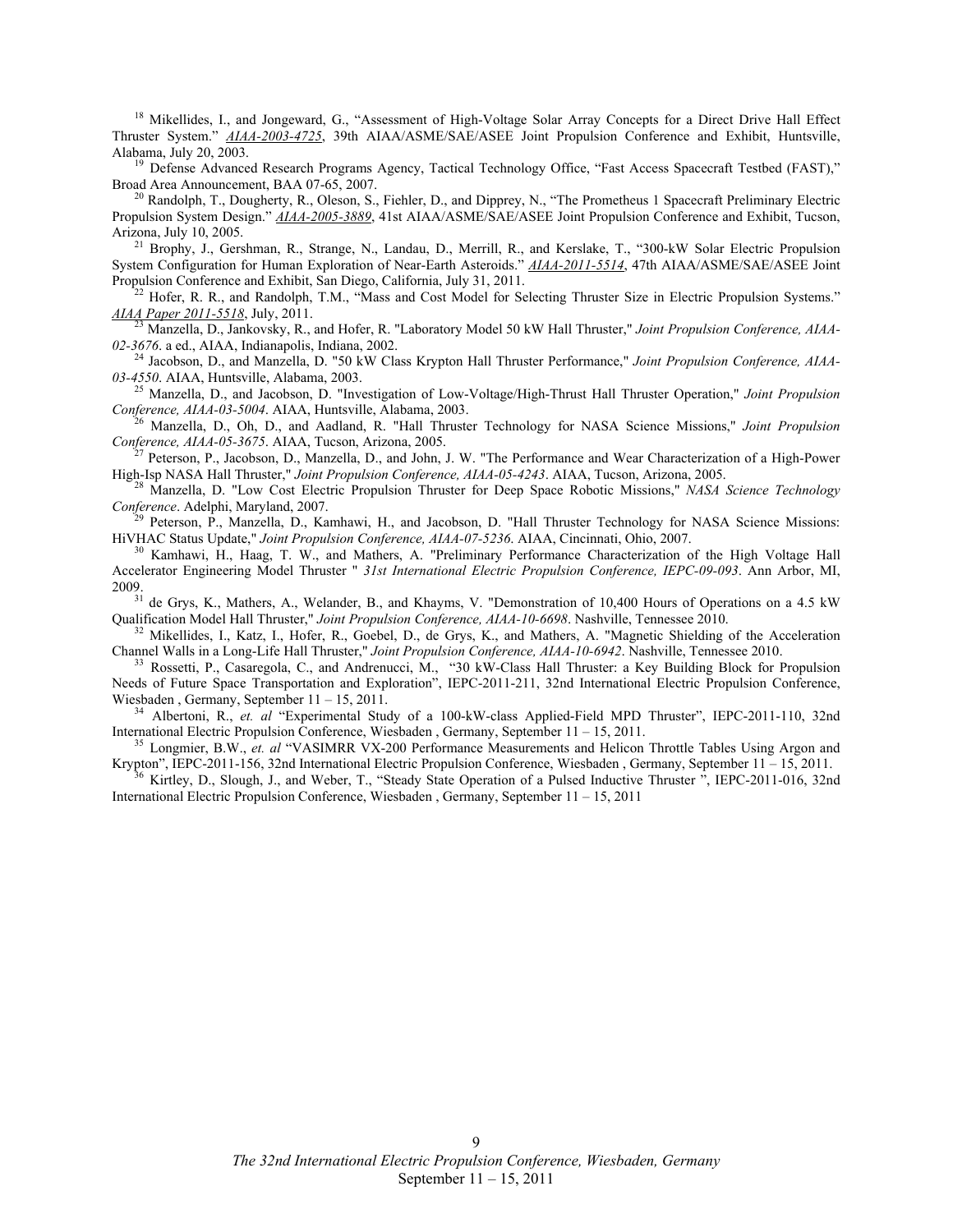[18] Mikellides, I., and Jongeward, G., "Assessment of High-Voltage Solar Array Concepts for a Direct Drive Hall Effect Thruster System." *AIAA-2003-4725*, 39th AIAA/ASME/SAE/ASEE Joint Propulsion Conference and Exhibit, Huntsville, Alabama, July 20, 2003.

[19] Defense Advanced Research Programs Agency, Tactical Technology Office, "Fast Access Spacecraft Testbed (FAST)," Broad Area Announcement, BAA 07-65, 2007.

[20] Randolph, T., Dougherty, R., Oleson, S., Fiehler, D., and Dipprey, N., "The Prometheus 1 Spacecraft Preliminary Electric Propulsion System Design." *AIAA-2005-3889*, 41st AIAA/ASME/SAE/ASEE Joint Propulsion Conference and Exhibit, Tucson, Arizona, July 10, 2005.

[21] Brophy, J., Gershman, R., Strange, N., Landau, D., Merrill, R., and Kerslake, T., "300-kW Solar Electric Propulsion System Configuration for Human Exploration of Near-Earth Asteroids." *AIAA-2011-5514*, 47th AIAA/ASME/SAE/ASEE Joint Propulsion Conference and Exhibit, San Diego, California, July 31, 2011.

[22] Hofer, R. R., and Randolph, T.M., "Mass and Cost Model for Selecting Thruster Size in Electric Propulsion Systems." *AIAA Paper 2011-5518*, July, 2011.

[23] Manzella, D., Jankovsky, R., and Hofer, R. "Laboratory Model 50 kW Hall Thruster," *Joint Propulsion Conference, AIAA-02-3676*. a ed., AIAA, Indianapolis, Indiana, 2002.

[24] Jacobson, D., and Manzella, D. "50 kW Class Krypton Hall Thruster Performance," *Joint Propulsion Conference, AIAA-03-4550*. AIAA, Huntsville, Alabama, 2003.

[25] Manzella, D., and Jacobson, D. "Investigation of Low-Voltage/High-Thrust Hall Thruster Operation," *Joint Propulsion Conference, AIAA-03-5004*. AIAA, Huntsville, Alabama, 2003.

[26] Manzella, D., Oh, D., and Aadland, R. "Hall Thruster Technology for NASA Science Missions," *Joint Propulsion Conference, AIAA-05-3675*. AIAA, Tucson, Arizona, 2005.

[27] Peterson, P., Jacobson, D., Manzella, D., and John, J. W. "The Performance and Wear Characterization of a High-Power High-Isp NASA Hall Thruster," *Joint Propulsion Conference, AIAA-05-4243*. AIAA, Tucson, Arizona, 2005.

[28] Manzella, D. "Low Cost Electric Propulsion Thruster for Deep Space Robotic Missions," *NASA Science Technology Conference*. Adelphi, Maryland, 2007.

[29] Peterson, P., Manzella, D., Kamhawi, H., and Jacobson, D. "Hall Thruster Technology for NASA Science Missions: HiVHAC Status Update," *Joint Propulsion Conference, AIAA-07-5236*. AIAA, Cincinnati, Ohio, 2007.

[30] Kamhawi, H., Haag, T. W., and Mathers, A. "Preliminary Performance Characterization of the High Voltage Hall Accelerator Engineering Model Thruster " *31st International Electric Propulsion Conference, IEPC-09-093*. Ann Arbor, MI, 2009.

[31] de Grys, K., Mathers, A., Welander, B., and Khayms, V. "Demonstration of 10,400 Hours of Operations on a 4.5 kW Qualification Model Hall Thruster," *Joint Propulsion Conference, AIAA-10-6698*. Nashville, Tennessee 2010.

[32] Mikellides, I., Katz, I., Hofer, R., Goebel, D., de Grys, K., and Mathers, A. "Magnetic Shielding of the Acceleration Channel Walls in a Long-Life Hall Thruster," *Joint Propulsion Conference, AIAA-10-6942*. Nashville, Tennessee 2010.

[33] Rossetti, P., Casaregola, C., and Andrenucci, M., "30 kW-Class Hall Thruster: a Key Building Block for Propulsion Needs of Future Space Transportation and Exploration", IEPC-2011-211, 32nd International Electric Propulsion Conference, Wiesbaden , Germany, September 11 – 15, 2011.

[34] Albertoni, R., *et. al* "Experimental Study of a 100-kW-class Applied-Field MPD Thruster", IEPC-2011-110, 32nd International Electric Propulsion Conference, Wiesbaden , Germany, September 11 – 15, 2011.

[35] Longmier, B.W., *et. al* "VASIMRR VX-200 Performance Measurements and Helicon Throttle Tables Using Argon and Krypton", IEPC-2011-156, 32nd International Electric Propulsion Conference, Wiesbaden , Germany, September 11 – 15, 2011.

[36] Kirtley, D., Slough, J., and Weber, T., "Steady State Operation of a Pulsed Inductive Thruster ", IEPC-2011-016, 32nd International Electric Propulsion Conference, Wiesbaden , Germany, September 11 – 15, 2011